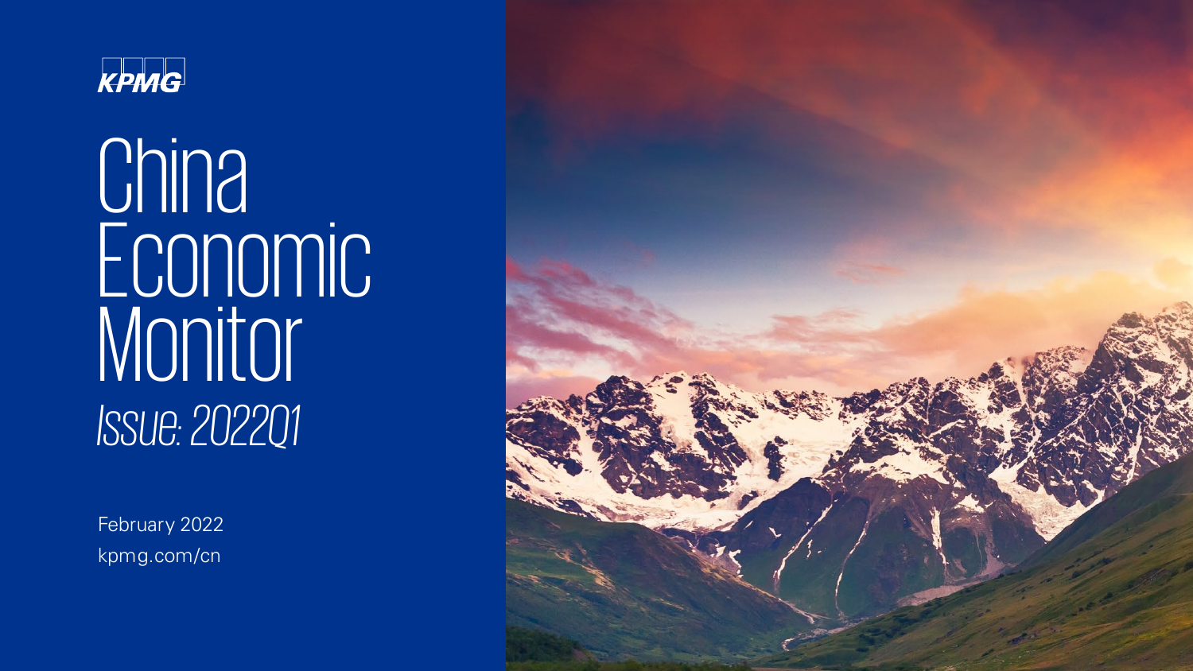KPMG

# China Economic Monitor

*Issue: 2022Q1*

February 2022

kpmg.com/cn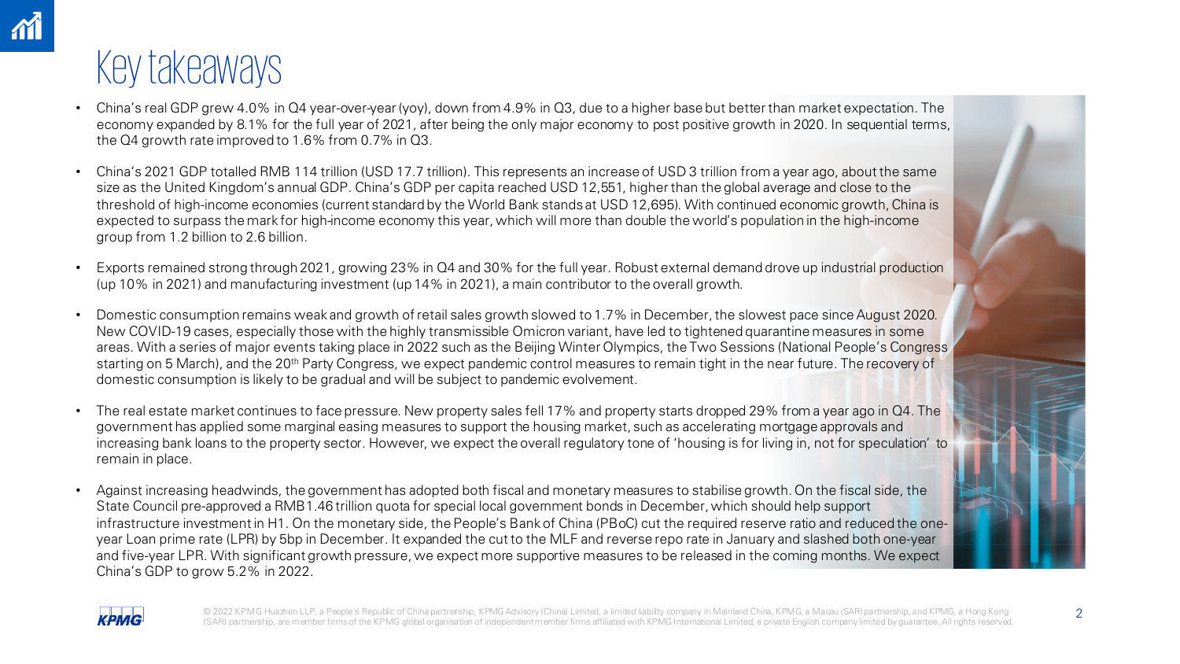# Key takeaways

- China's real GDP grew 4.0% in Q4 year-over-year (yoy), down from 4.9% in Q3, due to a higher base but better than market expectation. The economy expanded by 8.1% for the full year of 2021, after being the only major economy to post positive growth in 2020. In sequential terms, the Q4 growth rate improved to 1.6% from 0.7% in Q3.
- China's 2021 GDP totalled RMB 114 trillion (USD 17.7 trillion). This represents an increase of USD 3 trillion from a year ago, about the same size as the United Kingdom's annual GDP. China's GDP per capita reached USD 12,551, higher than the global average and close to the threshold of high-income economies (current standard by the World Bank stands at USD 12,695). With continued economic growth, China is expected to surpass the mark for high-income economy this year, which will more than double the world's population in the high-income group from 1.2 billion to 2.6 billion.
- Exports remained strong through 2021, growing 23% in Q4 and 30% for the full year. Robust external demand drove up industrial production (up 10% in 2021) and manufacturing investment (up 14% in 2021), a main contributor to the overall growth.
- Domestic consumption remains weak and growth of retail sales growth slowed to 1.7% in December, the slowest pace since August 2020. New COVID-19 cases, especially those with the highly transmissible Omicron variant, have led to tightened quarantine measures in some areas. With a series of major events taking place in 2022 such as the Beijing Winter Olympics, the Two Sessions (National People's Congress starting on 5 March), and the 20th Party Congress, we expect pandemic control measures to remain tight in the near future. The recovery of domestic consumption is likely to be gradual and will be subject to pandemic evolvement.
- The real estate market continues to face pressure. New property sales fell 17% and property starts dropped 29% from a year ago in Q4. The government has applied some marginal easing measures to support the housing market, such as accelerating mortgage approvals and increasing bank loans to the property sector. However, we expect the overall regulatory tone of 'housing is for living in, not for speculation' to remain in place.
- Against increasing headwinds, the government has adopted both fiscal and monetary measures to stabilise growth. On the fiscal side, the State Council pre-approved a RMB1.46 trillion quota for special local government bonds in December, which should help support infrastructure investment in H1. On the monetary side, the People's Bank of China (PBoC) cut the required reserve ratio and reduced the one-year Loan prime rate (LPR) by 5bp in December. It expanded the cut to the MLF and reverse repo rate in January and slashed both one-year and five-year LPR. With significant growth pressure, we expect more supportive measures to be released in the coming months. We expect China's GDP to grow 5.2% in 2022.

© 2022 KPMG Huazhen LLP, a People's Republic of China partnership, KPMG Advisory (China) Limited, a limited liability company in Mainland China, KPMG, a Macau (SAR) partnership, and KPMG, a Hong Kong (SAR) partnership, are member firms of the KPMG global organisation of independent member firms affiliated with KPMG International Limited, a private English company limited by guarantee. All rights reserved.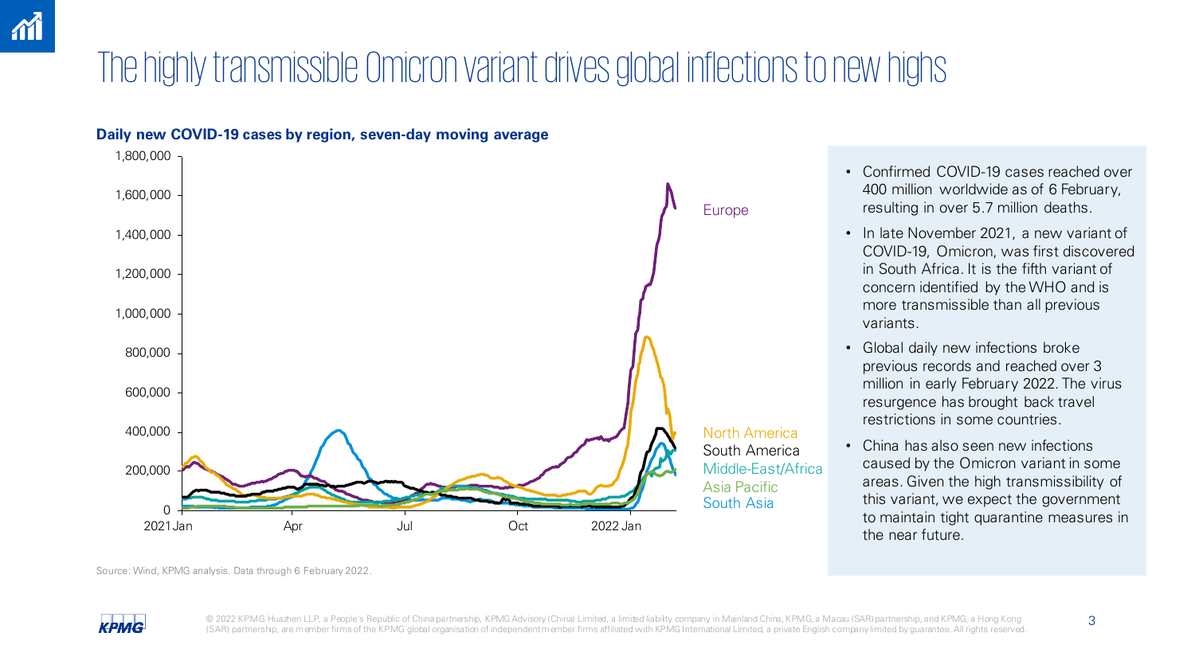# The highly transmissible Omicron variant drives global infections to new highs

**Daily new COVID-19 cases by region, seven-day moving average**

Source: Wind, KPMG analysis. Data through 6 February 2022.

- Confirmed COVID-19 cases reached over 400 million worldwide as of 6 February, resulting in over 5.7 million deaths.
- In late November 2021, a new variant of COVID-19, Omicron, was first discovered in South Africa. It is the fifth variant of concern identified by the WHO and is more transmissible than all previous variants.
- Global daily new infections broke previous records and reached over 3 million in early February 2022. The virus resurgence has brought back travel restrictions in some countries.
- China has also seen new infections caused by the Omicron variant in some areas. Given the high transmissibility of this variant, we expect the government to maintain tight quarantine measures in the near future.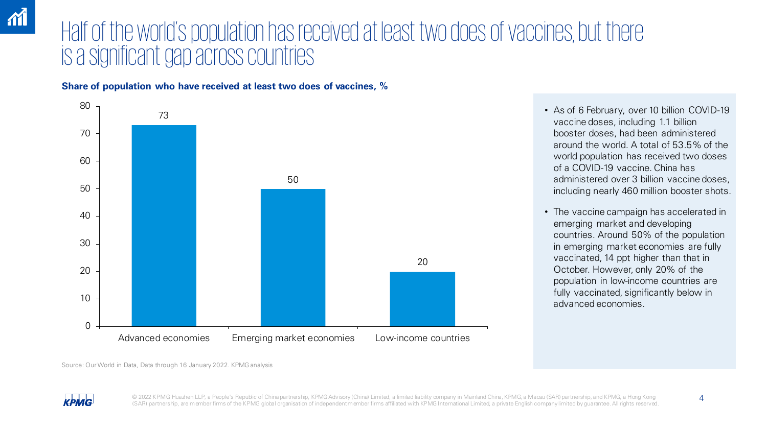# Half of the world's population has received at least two does of vaccines, but there is a significant gap across countries

**Share of population who have received at least two does of vaccines, %**

| | % |
|---|---|
| Advanced economies | 73 |
| Emerging market economies | 50 |
| Low-income countries | 20 |

Source: Our World in Data, Data through 16 January 2022. KPMG analysis

- As of 6 February, over 10 billion COVID-19 vaccine doses, including 1.1 billion booster doses, had been administered around the world. A total of 53.5% of the world population has received two doses of a COVID-19 vaccine. China has administered over 3 billion vaccine doses, including nearly 460 million booster shots.
- The vaccine campaign has accelerated in emerging market and developing countries. Around 50% of the population in emerging market economies are fully vaccinated, 14 ppt higher than that in October. However, only 20% of the population in low-income countries are fully vaccinated, significantly below in advanced economies.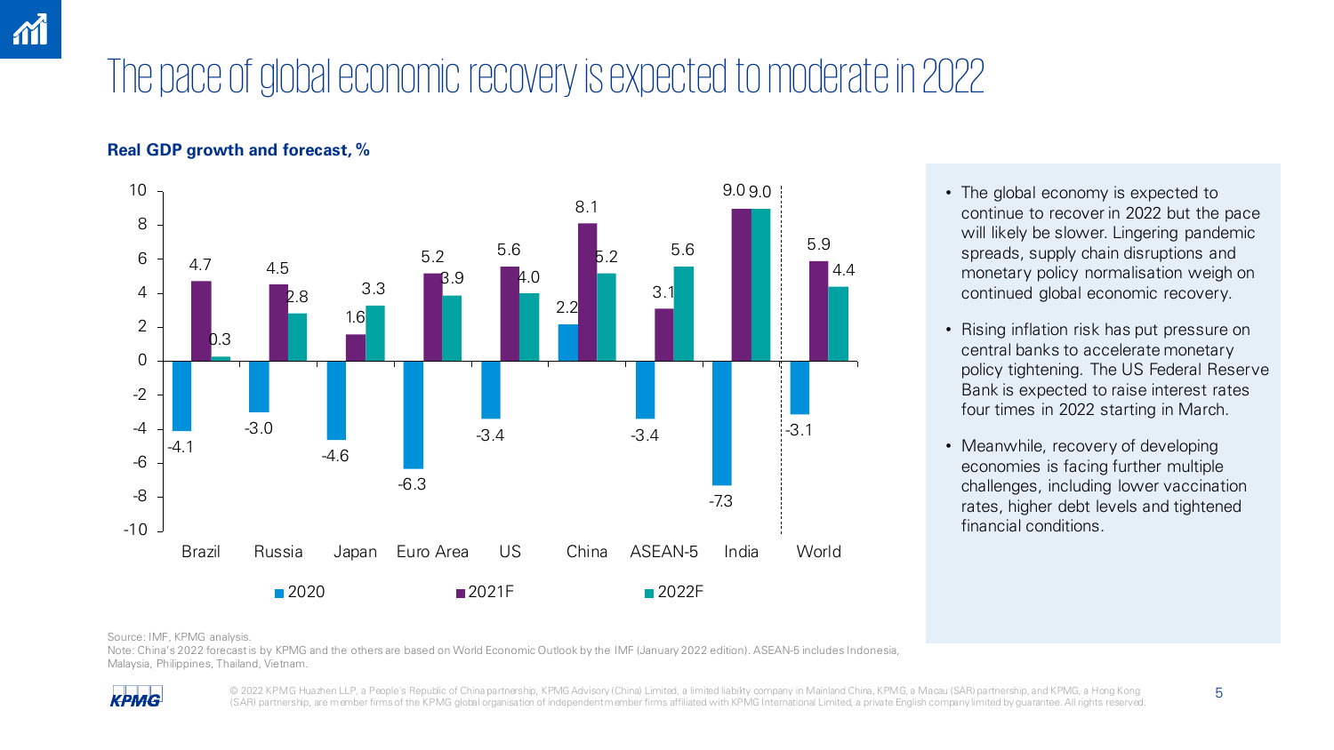# The pace of global economic recovery is expected to moderate in 2022

**Real GDP growth and forecast, %**

| | 2020 | 2021F | 2022F |
|---|---|---|---|
| Brazil | -4.1 | 4.7 | 0.3 |
| Russia | -3.0 | 4.5 | 2.8 |
| Japan | -4.6 | 1.6 | 3.3 |
| Euro Area | -6.3 | 5.2 | 3.9 |
| US | -3.4 | 5.6 | 4.0 |
| China | 2.2 | 8.1 | 5.2 |
| ASEAN-5 | -3.4 | 3.1 | 5.6 |
| India | -7.3 | 9.0 | 9.0 |
| World | -3.1 | 5.9 | 4.4 |

- The global economy is expected to continue to recover in 2022 but the pace will likely be slower. Lingering pandemic spreads, supply chain disruptions and monetary policy normalisation weigh on continued global economic recovery.
- Rising inflation risk has put pressure on central banks to accelerate monetary policy tightening. The US Federal Reserve Bank is expected to raise interest rates four times in 2022 starting in March.
- Meanwhile, recovery of developing economies is facing further multiple challenges, including lower vaccination rates, higher debt levels and tightened financial conditions.

Source: IMF, KPMG analysis.

Note: China's 2022 forecast is by KPMG and the others are based on World Economic Outlook by the IMF (January 2022 edition). ASEAN-5 includes Indonesia, Malaysia, Philippines, Thailand, Vietnam.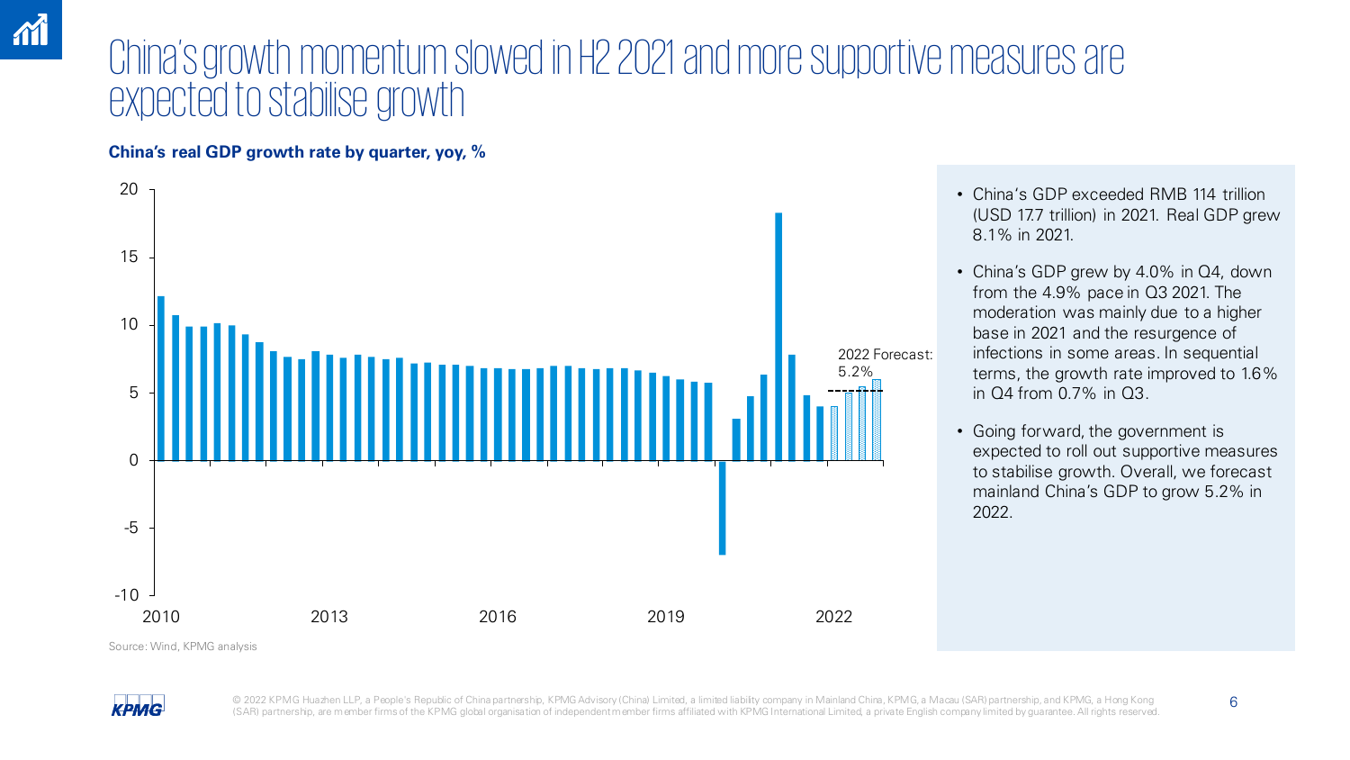# China's growth momentum slowed in H2 2021 and more supportive measures are expected to stabilise growth

**China's real GDP growth rate by quarter, yoy, %**

2022 Forecast: 5.2%

Source: Wind, KPMG analysis

- China's GDP exceeded RMB 114 trillion (USD 17.7 trillion) in 2021. Real GDP grew 8.1% in 2021.
- China's GDP grew by 4.0% in Q4, down from the 4.9% pace in Q3 2021. The moderation was mainly due to a higher base in 2021 and the resurgence of infections in some areas. In sequential terms, the growth rate improved to 1.6% in Q4 from 0.7% in Q3.
- Going forward, the government is expected to roll out supportive measures to stabilise growth. Overall, we forecast mainland China's GDP to grow 5.2% in 2022.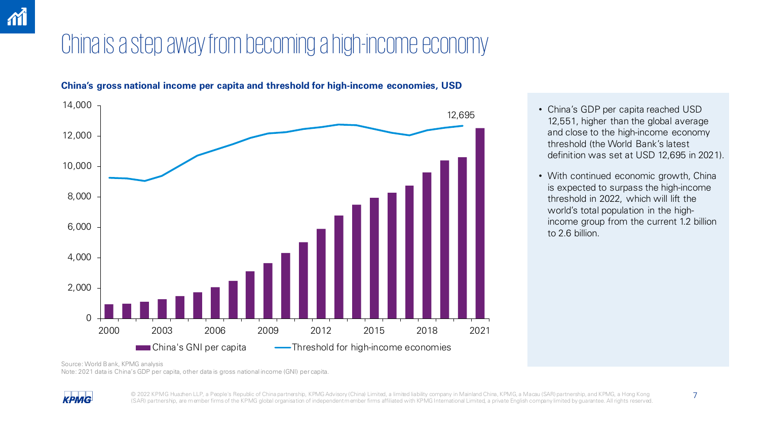# China is a step away from becoming a high-income economy

**China's gross national income per capita and threshold for high-income economies, USD**

- China's GDP per capita reached USD 12,551, higher than the global average and close to the high-income economy threshold (the World Bank's latest definition was set at USD 12,695 in 2021).
- With continued economic growth, China is expected to surpass the high-income threshold in 2022, which will lift the world's total population in the high-income group from the current 1.2 billion to 2.6 billion.

Source: World Bank, KPMG analysis

Note: 2021 data is China's GDP per capita, other data is gross national income (GNI) per capita.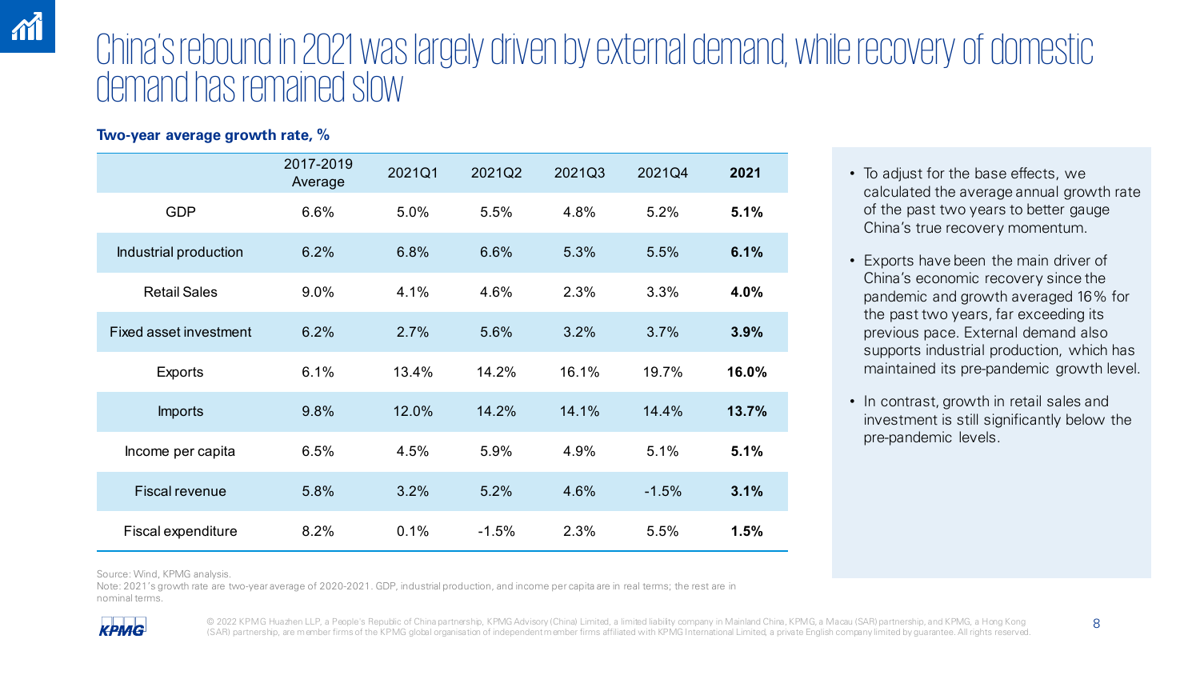# China's rebound in 2021 was largely driven by external demand, while recovery of domestic demand has remained slow

**Two-year average growth rate, %**

| | 2017-2019 Average | 2021Q1 | 2021Q2 | 2021Q3 | 2021Q4 | **2021** |
|---|---|---|---|---|---|---|
| GDP | 6.6% | 5.0% | 5.5% | 4.8% | 5.2% | **5.1%** |
| Industrial production | 6.2% | 6.8% | 6.6% | 5.3% | 5.5% | **6.1%** |
| Retail Sales | 9.0% | 4.1% | 4.6% | 2.3% | 3.3% | **4.0%** |
| Fixed asset investment | 6.2% | 2.7% | 5.6% | 3.2% | 3.7% | **3.9%** |
| Exports | 6.1% | 13.4% | 14.2% | 16.1% | 19.7% | **16.0%** |
| Imports | 9.8% | 12.0% | 14.2% | 14.1% | 14.4% | **13.7%** |
| Income per capita | 6.5% | 4.5% | 5.9% | 4.9% | 5.1% | **5.1%** |
| Fiscal revenue | 5.8% | 3.2% | 5.2% | 4.6% | -1.5% | **3.1%** |
| Fiscal expenditure | 8.2% | 0.1% | -1.5% | 2.3% | 5.5% | **1.5%** |

Source: Wind, KPMG analysis.
Note: 2021's growth rate are two-year average of 2020-2021. GDP, industrial production, and income per capita are in real terms; the rest are in nominal terms.

- To adjust for the base effects, we calculated the average annual growth rate of the past two years to better gauge China's true recovery momentum.
- Exports have been the main driver of China's economic recovery since the pandemic and growth averaged 16% for the past two years, far exceeding its previous pace. External demand also supports industrial production, which has maintained its pre-pandemic growth level.
- In contrast, growth in retail sales and investment is still significantly below the pre-pandemic levels.

© 2022 KPMG Huazhen LLP, a People's Republic of China partnership, KPMG Advisory (China) Limited, a limited liability company in Mainland China, KPMG, a Macau (SAR) partnership, and KPMG, a Hong Kong (SAR) partnership, are member firms of the KPMG global organisation of independent member firms affiliated with KPMG International Limited, a private English company limited by guarantee. All rights reserved.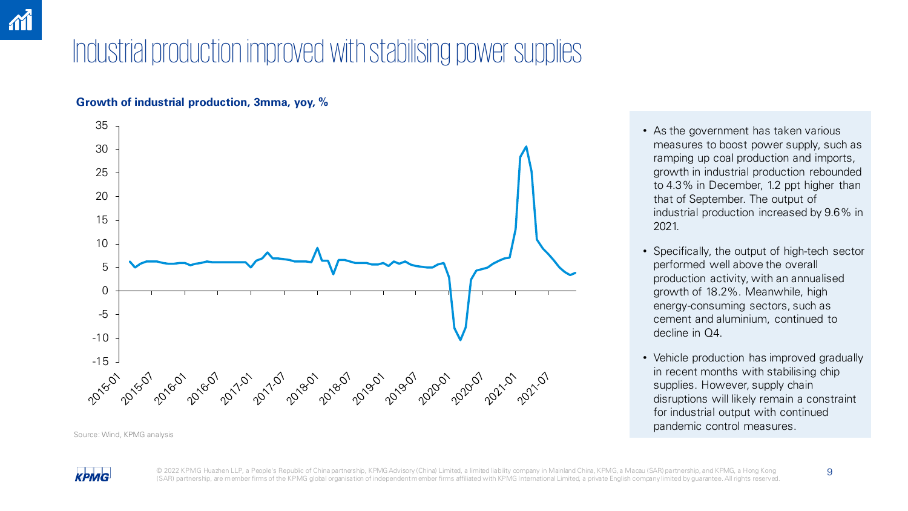# Industrial production improved with stabilising power supplies

**Growth of industrial production, 3mma, yoy, %**

Source: Wind, KPMG analysis

- As the government has taken various measures to boost power supply, such as ramping up coal production and imports, growth in industrial production rebounded to 4.3% in December, 1.2 ppt higher than that of September. The output of industrial production increased by 9.6% in 2021.
- Specifically, the output of high-tech sector performed well above the overall production activity, with an annualised growth of 18.2%. Meanwhile, high energy-consuming sectors, such as cement and aluminium, continued to decline in Q4.
- Vehicle production has improved gradually in recent months with stabilising chip supplies. However, supply chain disruptions will likely remain a constraint for industrial output with continued pandemic control measures.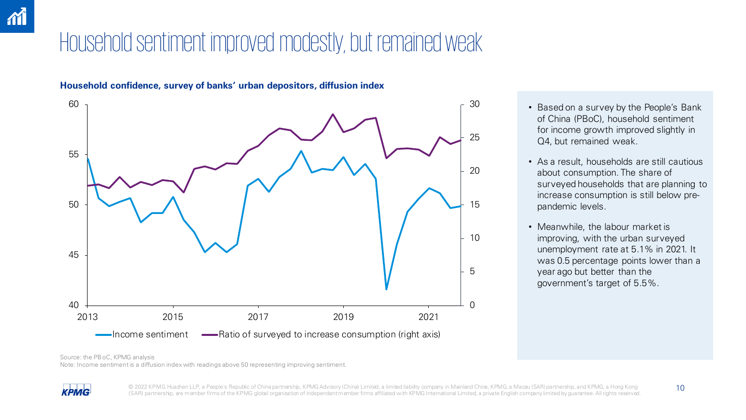# Household sentiment improved modestly, but remained weak

**Household confidence, survey of banks' urban depositors, diffusion index**

- Based on a survey by the People's Bank of China (PBoC), household sentiment for income growth improved slightly in Q4, but remained weak.
- As a result, households are still cautious about consumption. The share of surveyed households that are planning to increase consumption is still below pre-pandemic levels.
- Meanwhile, the labour market is improving, with the urban surveyed unemployment rate at 5.1% in 2021. It was 0.5 percentage points lower than a year ago but better than the government's target of 5.5%.

Source: the PBoC, KPMG analysis

Note: Income sentiment is a diffusion index with readings above 50 representing improving sentiment.

© 2022 KPMG Huazhen LLP, a People's Republic of China partnership, KPMG Advisory (China) Limited, a limited liability company in Mainland China, KPMG, a Macau (SAR) partnership, and KPMG, a Hong Kong (SAR) partnership, are member firms of the KPMG global organisation of independent member firms affiliated with KPMG International Limited, a private English company limited by guarantee. All rights reserved.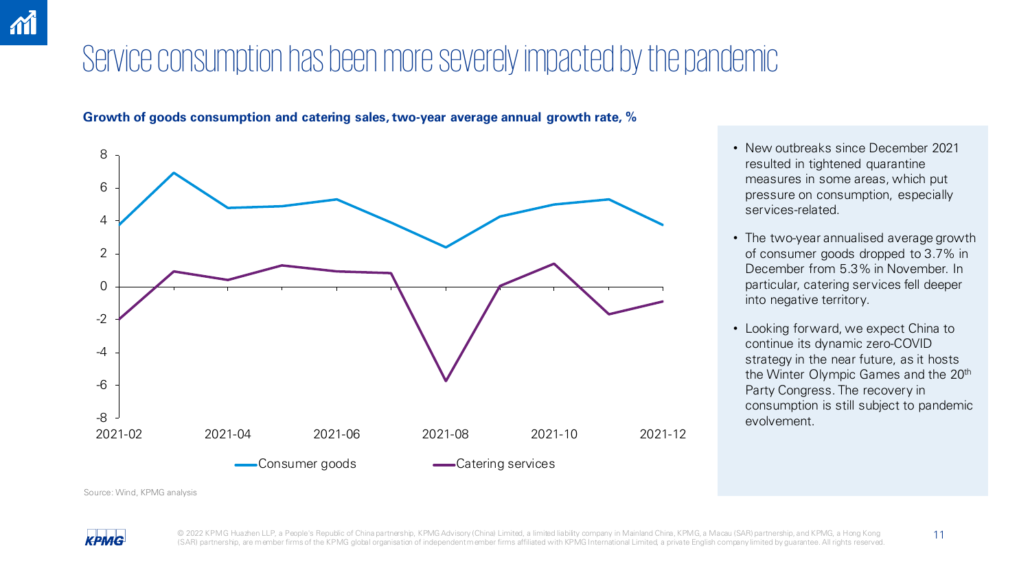# Service consumption has been more severely impacted by the pandemic

**Growth of goods consumption and catering sales, two-year average annual growth rate, %**

Consumer goods | Catering services

Source: Wind, KPMG analysis

- New outbreaks since December 2021 resulted in tightened quarantine measures in some areas, which put pressure on consumption, especially services-related.
- The two-year annualised average growth of consumer goods dropped to 3.7% in December from 5.3% in November. In particular, catering services fell deeper into negative territory.
- Looking forward, we expect China to continue its dynamic zero-COVID strategy in the near future, as it hosts the Winter Olympic Games and the 20th Party Congress. The recovery in consumption is still subject to pandemic evolvement.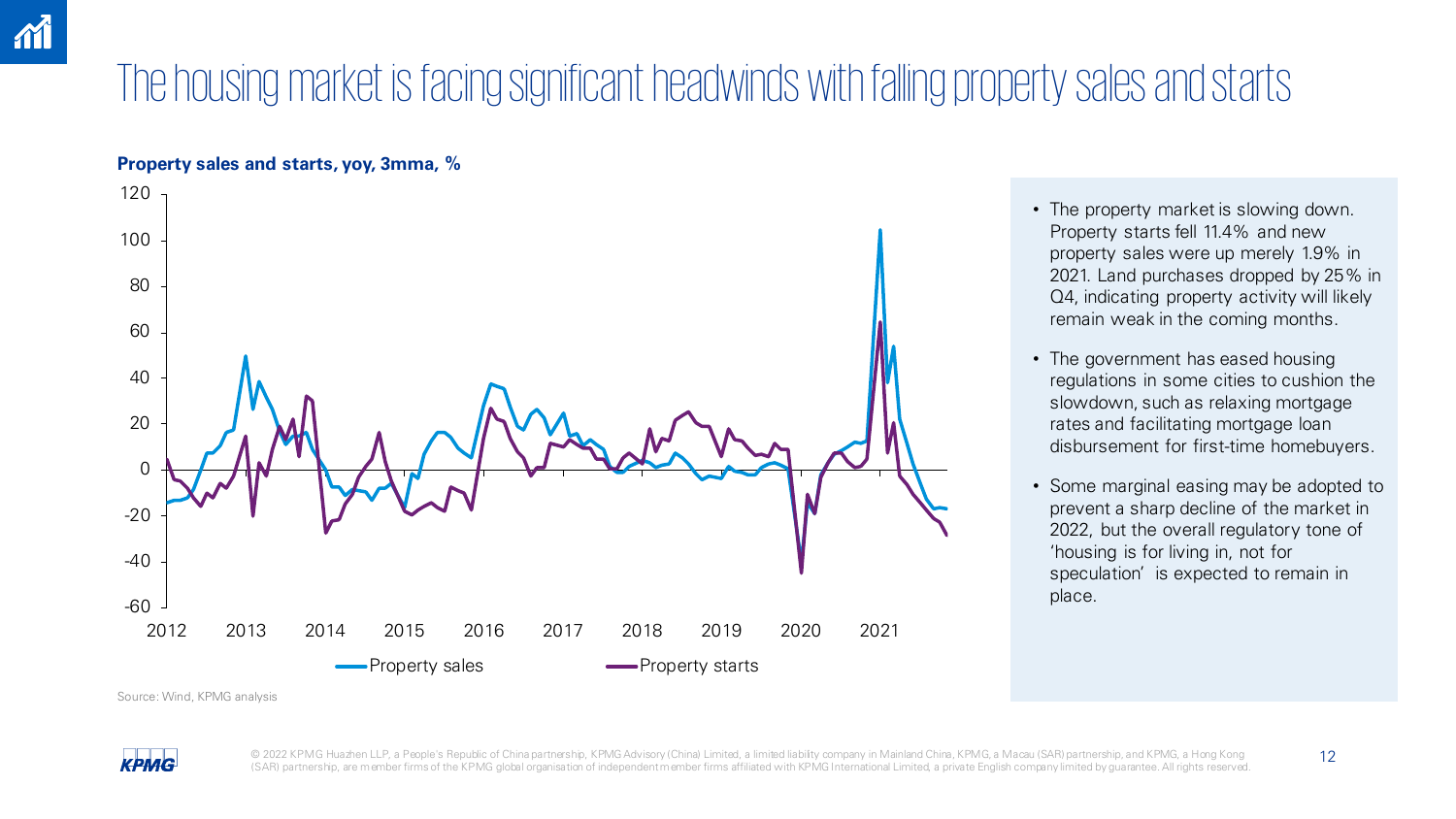# The housing market is facing significant headwinds with falling property sales and starts

**Property sales and starts, yoy, 3mma, %**

Source: Wind, KPMG analysis

- The property market is slowing down. Property starts fell 11.4% and new property sales were up merely 1.9% in 2021. Land purchases dropped by 25% in Q4, indicating property activity will likely remain weak in the coming months.
- The government has eased housing regulations in some cities to cushion the slowdown, such as relaxing mortgage rates and facilitating mortgage loan disbursement for first-time homebuyers.
- Some marginal easing may be adopted to prevent a sharp decline of the market in 2022, but the overall regulatory tone of 'housing is for living in, not for speculation' is expected to remain in place.

© 2022 KPMG Huazhen LLP, a People's Republic of China partnership, KPMG Advisory (China) Limited, a limited liability company in Mainland China, KPMG, a Macau (SAR) partnership, and KPMG, a Hong Kong (SAR) partnership, are member firms of the KPMG global organisation of independent member firms affiliated with KPMG International Limited, a private English company limited by guarantee. All rights reserved.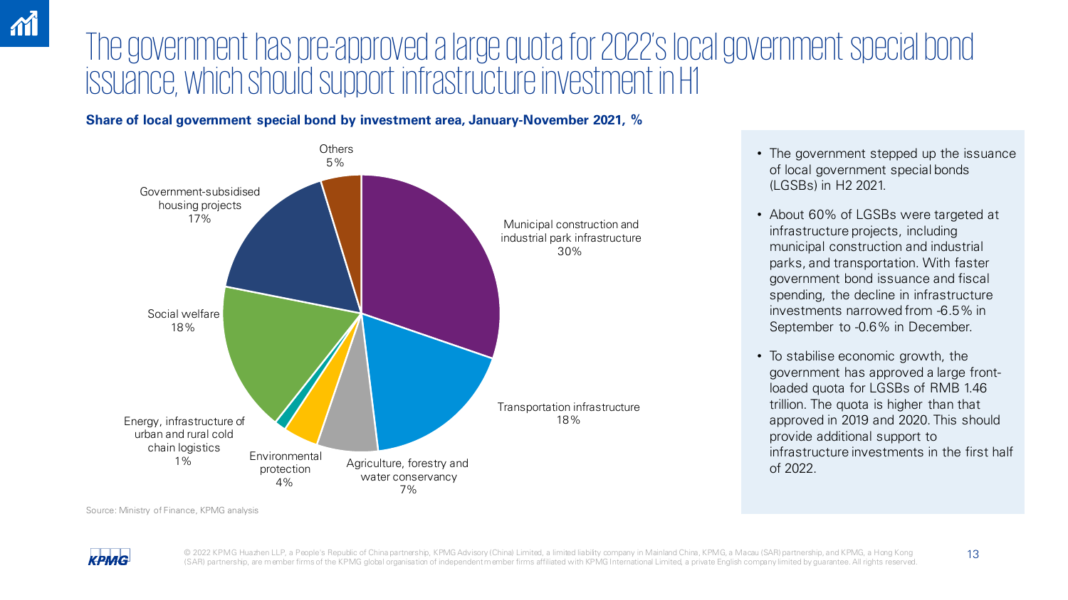# The government has pre-approved a large quota for 2022's local government special bond issuance, which should support infrastructure investment in H1

**Share of local government special bond by investment area, January-November 2021, %**

| Investment area | Share |
| --- | --- |
| Municipal construction and industrial park infrastructure | 30% |
| Transportation infrastructure | 18% |
| Agriculture, forestry and water conservancy | 7% |
| Environmental protection | 4% |
| Energy, infrastructure of urban and rural cold chain logistics | 1% |
| Social welfare | 18% |
| Government-subsidised housing projects | 17% |
| Others | 5% |

Source: Ministry of Finance, KPMG analysis

- The government stepped up the issuance of local government special bonds (LGSBs) in H2 2021.
- About 60% of LGSBs were targeted at infrastructure projects, including municipal construction and industrial parks, and transportation. With faster government bond issuance and fiscal spending, the decline in infrastructure investments narrowed from -6.5% in September to -0.6% in December.
- To stabilise economic growth, the government has approved a large front-loaded quota for LGSBs of RMB 1.46 trillion. The quota is higher than that approved in 2019 and 2020. This should provide additional support to infrastructure investments in the first half of 2022.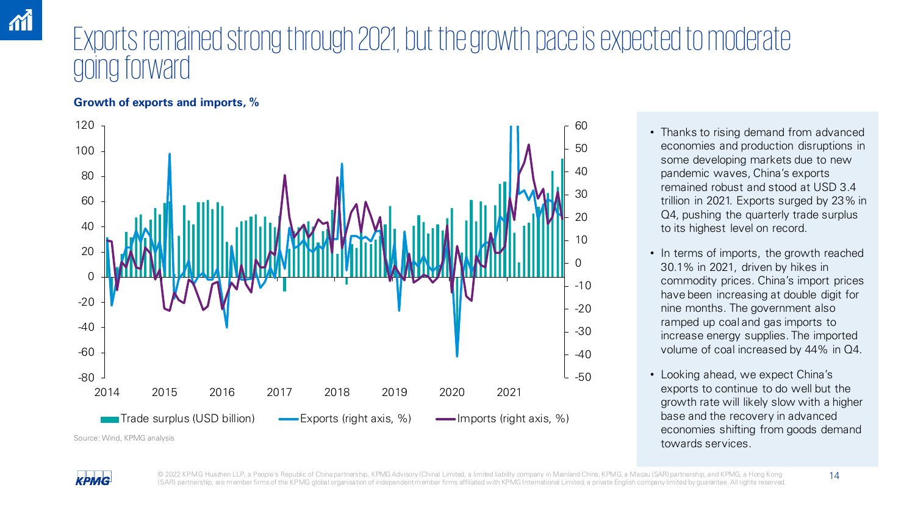# Exports remained strong through 2021, but the growth pace is expected to moderate going forward

**Growth of exports and imports, %**

Trade surplus (USD billion) | Exports (right axis, %) | Imports (right axis, %)

Source: Wind, KPMG analysis

- Thanks to rising demand from advanced economies and production disruptions in some developing markets due to new pandemic waves, China's exports remained robust and stood at USD 3.4 trillion in 2021. Exports surged by 23% in Q4, pushing the quarterly trade surplus to its highest level on record.
- In terms of imports, the growth reached 30.1% in 2021, driven by hikes in commodity prices. China's import prices have been increasing at double digit for nine months. The government also ramped up coal and gas imports to increase energy supplies. The imported volume of coal increased by 44% in Q4.
- Looking ahead, we expect China's exports to continue to do well but the growth rate will likely slow with a higher base and the recovery in advanced economies shifting from goods demand towards services.

© 2022 KPMG Huazhen LLP, a People's Republic of China partnership, KPMG Advisory (China) Limited, a limited liability company in Mainland China, KPMG, a Macau (SAR) partnership, and KPMG, a Hong Kong (SAR) partnership, are member firms of the KPMG global organisation of independent member firms affiliated with KPMG International Limited, a private English company limited by guarantee. All rights reserved.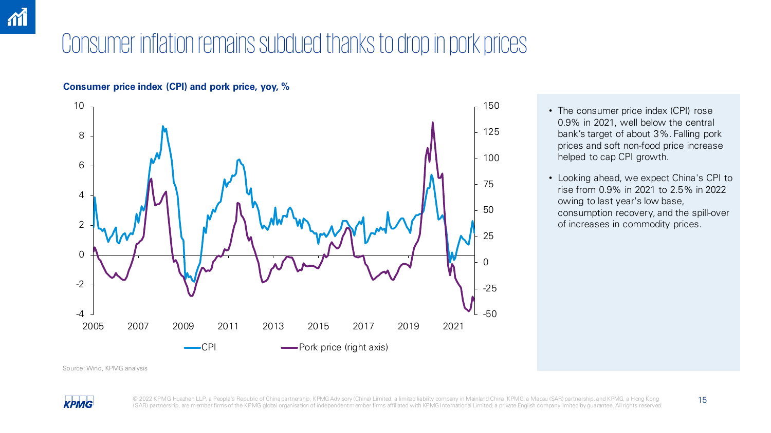# Consumer inflation remains subdued thanks to drop in pork prices

**Consumer price index (CPI) and pork price, yoy, %**

Source: Wind, KPMG analysis

- The consumer price index (CPI) rose 0.9% in 2021, well below the central bank's target of about 3%. Falling pork prices and soft non-food price increase helped to cap CPI growth.
- Looking ahead, we expect China's CPI to rise from 0.9% in 2021 to 2.5% in 2022 owing to last year's low base, consumption recovery, and the spill-over of increases in commodity prices.

© 2022 KPMG Huazhen LLP, a People's Republic of China partnership, KPMG Advisory (China) Limited, a limited liability company in Mainland China, KPMG, a Macau (SAR) partnership, and KPMG, a Hong Kong (SAR) partnership, are member firms of the KPMG global organisation of independent member firms affiliated with KPMG International Limited, a private English company limited by guarantee. All rights reserved.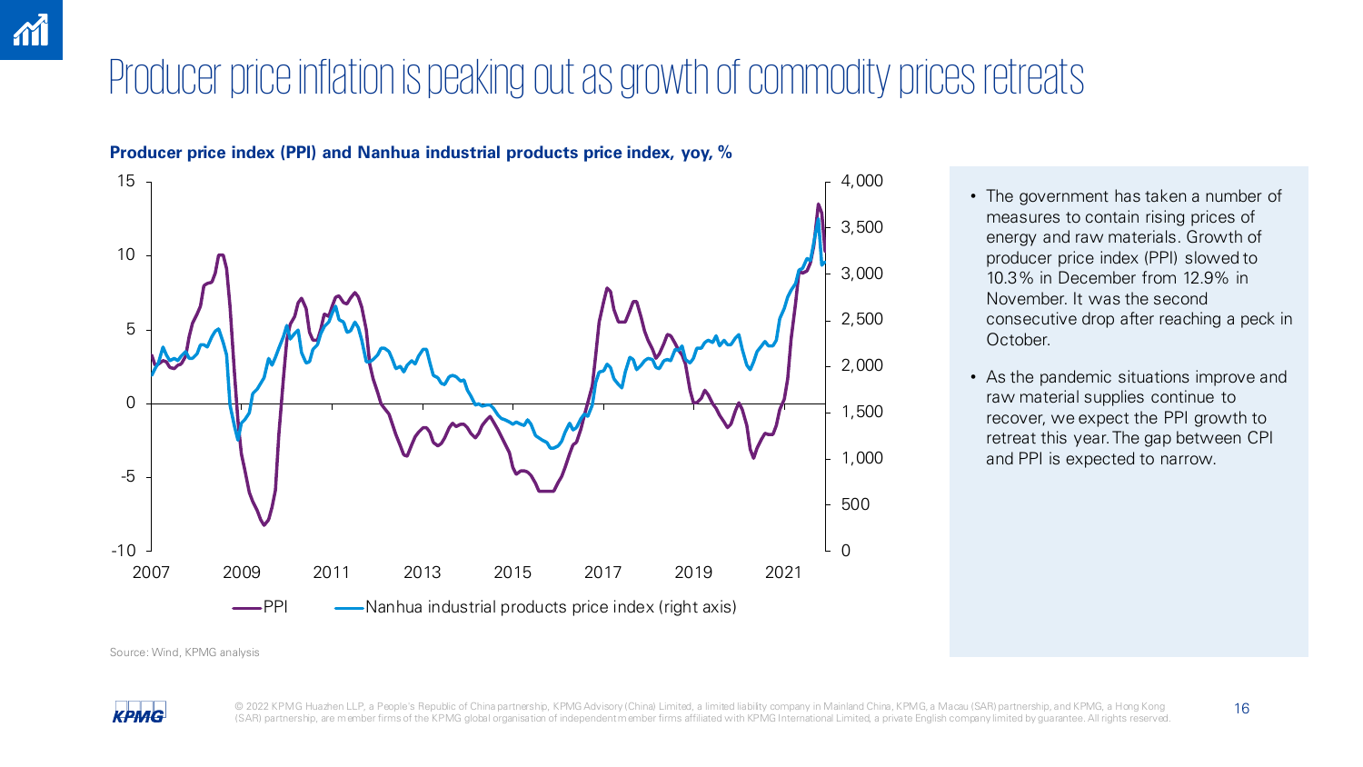# Producer price inflation is peaking out as growth of commodity prices retreats

**Producer price index (PPI) and Nanhua industrial products price index, yoy, %**

Source: Wind, KPMG analysis

- The government has taken a number of measures to contain rising prices of energy and raw materials. Growth of producer price index (PPI) slowed to 10.3% in December from 12.9% in November. It was the second consecutive drop after reaching a peck in October.
- As the pandemic situations improve and raw material supplies continue to recover, we expect the PPI growth to retreat this year. The gap between CPI and PPI is expected to narrow.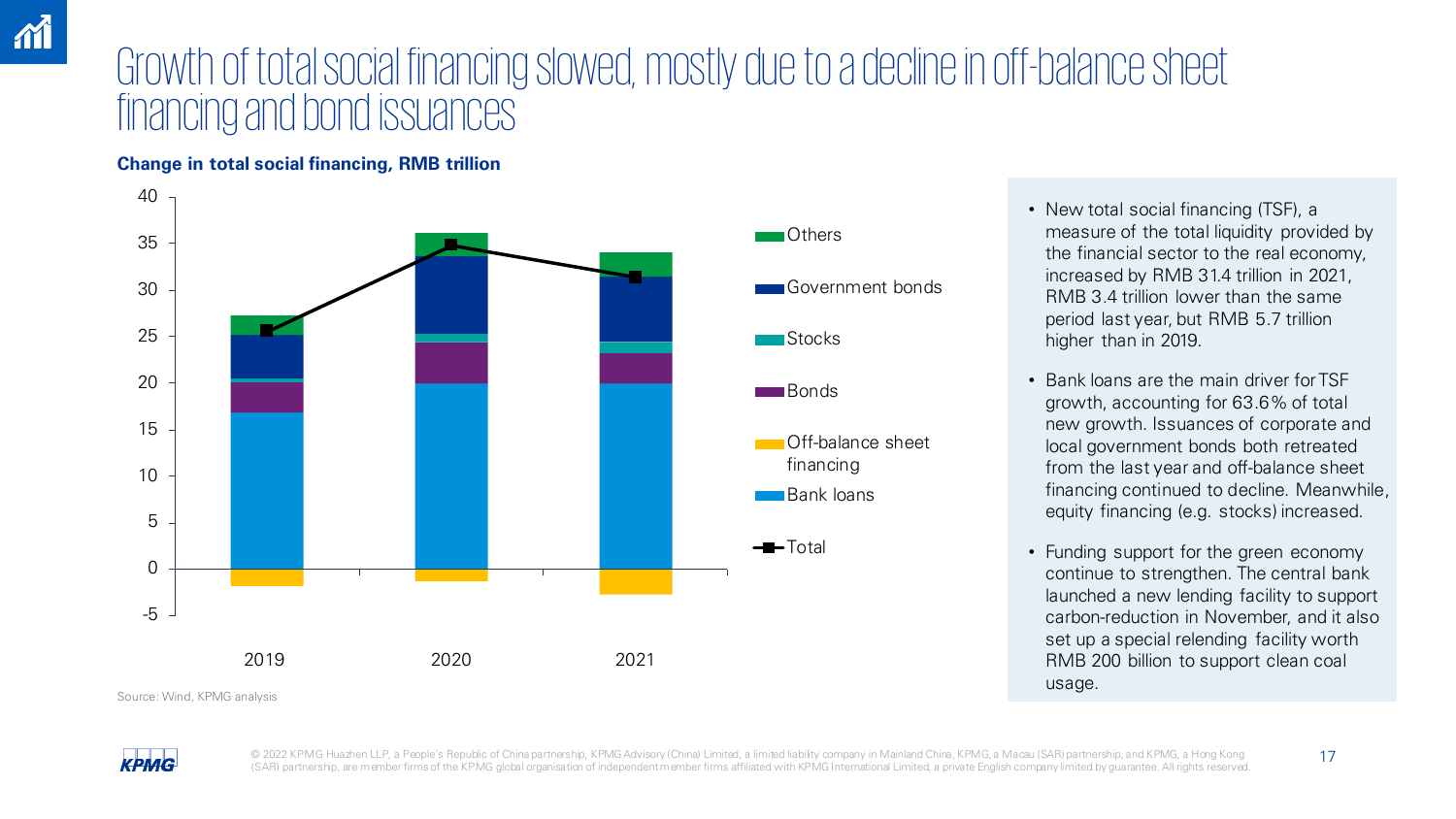# Growth of total social financing slowed, mostly due to a decline in off-balance sheet financing and bond issuances

**Change in total social financing, RMB trillion**

Source: Wind, KPMG analysis

- New total social financing (TSF), a measure of the total liquidity provided by the financial sector to the real economy, increased by RMB 31.4 trillion in 2021, RMB 3.4 trillion lower than the same period last year, but RMB 5.7 trillion higher than in 2019.
- Bank loans are the main driver for TSF growth, accounting for 63.6% of total new growth. Issuances of corporate and local government bonds both retreated from the last year and off-balance sheet financing continued to decline. Meanwhile, equity financing (e.g. stocks) increased.
- Funding support for the green economy continue to strengthen. The central bank launched a new lending facility to support carbon-reduction in November, and it also set up a special relending facility worth RMB 200 billion to support clean coal usage.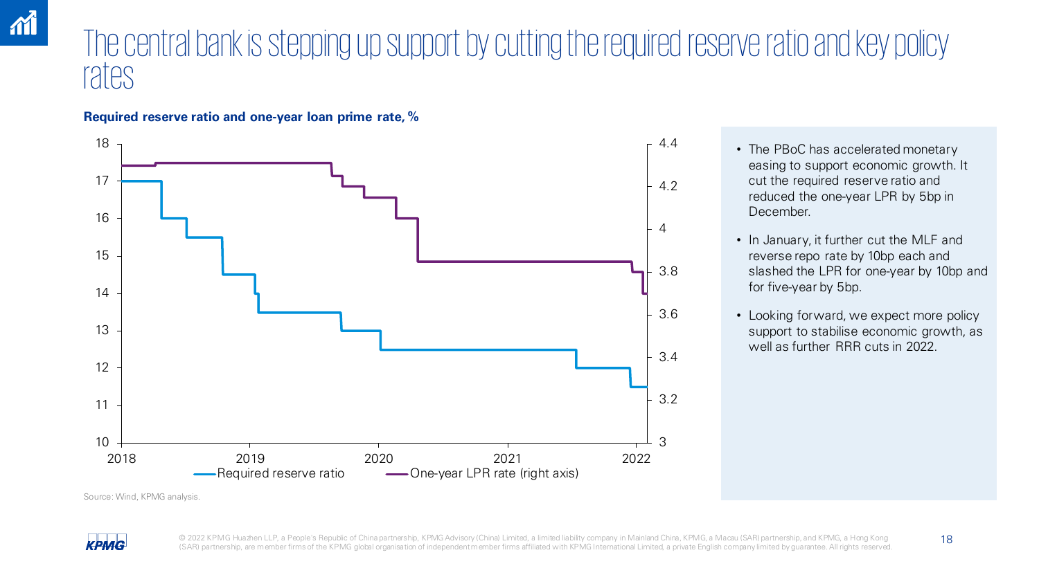# The central bank is stepping up support by cutting the required reserve ratio and key policy rates

**Required reserve ratio and one-year loan prime rate, %**

Source: Wind, KPMG analysis.

- The PBoC has accelerated monetary easing to support economic growth. It cut the required reserve ratio and reduced the one-year LPR by 5bp in December.
- In January, it further cut the MLF and reverse repo rate by 10bp each and slashed the LPR for one-year by 10bp and for five-year by 5bp.
- Looking forward, we expect more policy support to stabilise economic growth, as well as further RRR cuts in 2022.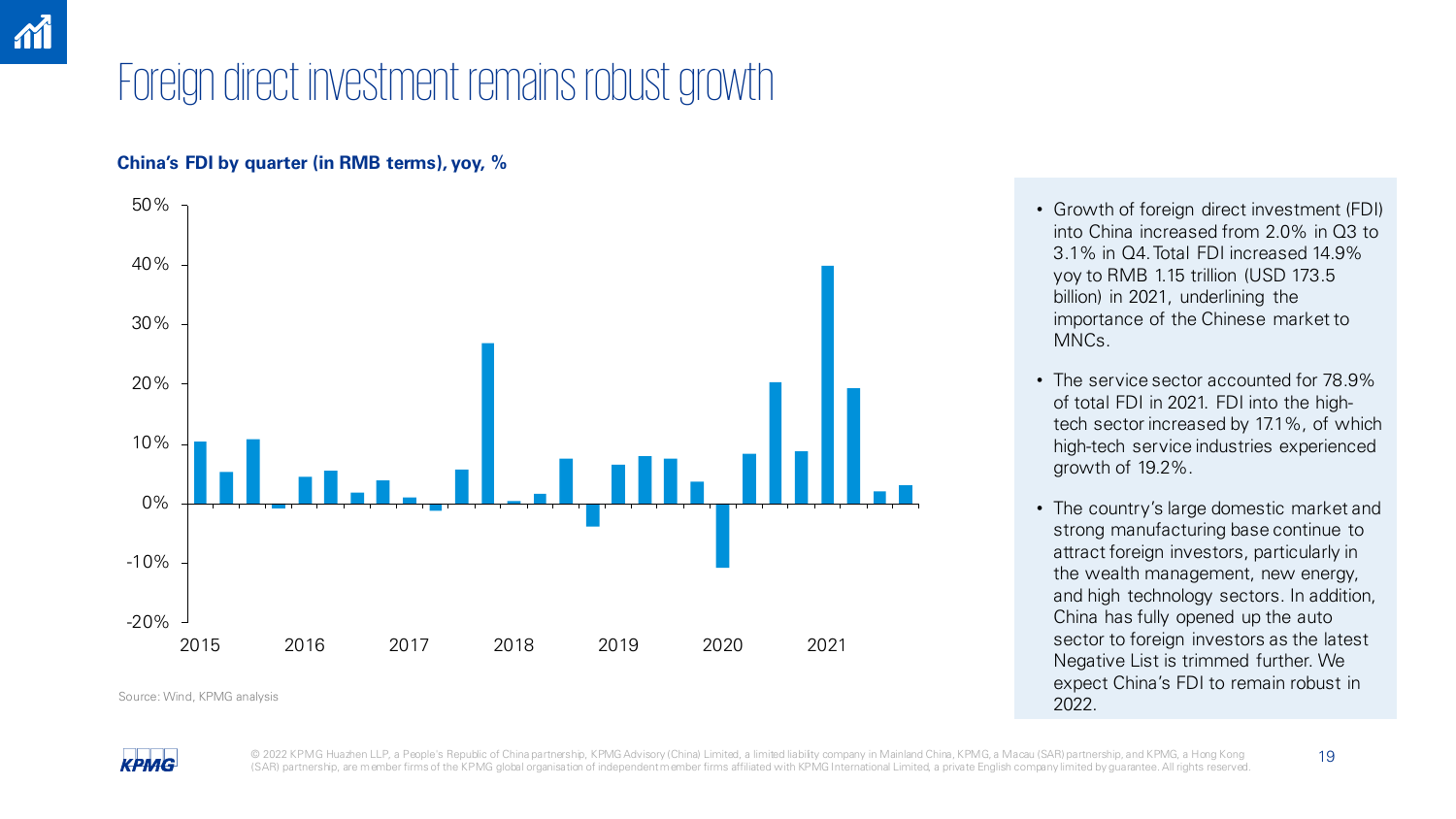# Foreign direct investment remains robust growth

**China's FDI by quarter (in RMB terms), yoy, %**

Source: Wind, KPMG analysis

- Growth of foreign direct investment (FDI) into China increased from 2.0% in Q3 to 3.1% in Q4. Total FDI increased 14.9% yoy to RMB 1.15 trillion (USD 173.5 billion) in 2021, underlining the importance of the Chinese market to MNCs.
- The service sector accounted for 78.9% of total FDI in 2021. FDI into the high-tech sector increased by 17.1%, of which high-tech service industries experienced growth of 19.2%.
- The country's large domestic market and strong manufacturing base continue to attract foreign investors, particularly in the wealth management, new energy, and high technology sectors. In addition, China has fully opened up the auto sector to foreign investors as the latest Negative List is trimmed further. We expect China's FDI to remain robust in 2022.

© 2022 KPMG Huazhen LLP, a People's Republic of China partnership, KPMG Advisory (China) Limited, a limited liability company in Mainland China, KPMG, a Macau (SAR) partnership, and KPMG, a Hong Kong (SAR) partnership, are member firms of the KPMG global organisation of independent member firms affiliated with KPMG International Limited, a private English company limited by guarantee. All rights reserved.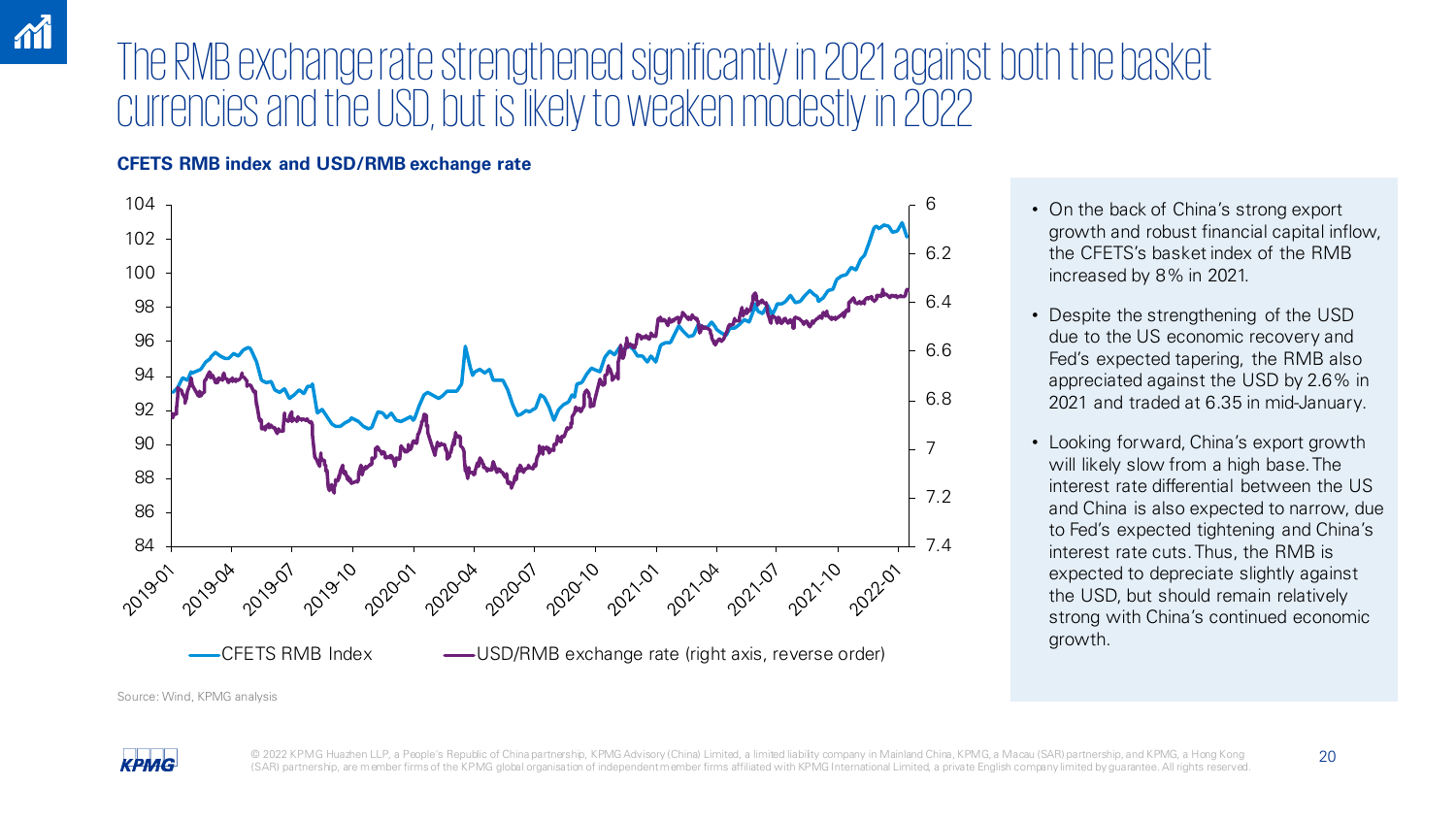# The RMB exchange rate strengthened significantly in 2021 against both the basket currencies and the USD, but is likely to weaken modestly in 2022

**CFETS RMB index and USD/RMB exchange rate**

Source: Wind, KPMG analysis

- On the back of China's strong export growth and robust financial capital inflow, the CFETS's basket index of the RMB increased by 8% in 2021.
- Despite the strengthening of the USD due to the US economic recovery and Fed's expected tapering, the RMB also appreciated against the USD by 2.6% in 2021 and traded at 6.35 in mid-January.
- Looking forward, China's export growth will likely slow from a high base. The interest rate differential between the US and China is also expected to narrow, due to Fed's expected tightening and China's interest rate cuts. Thus, the RMB is expected to depreciate slightly against the USD, but should remain relatively strong with China's continued economic growth.

© 2022 KPMG Huazhen LLP, a People's Republic of China partnership, KPMG Advisory (China) Limited, a limited liability company in Mainland China, KPMG, a Macau (SAR) partnership, and KPMG, a Hong Kong (SAR) partnership, are member firms of the KPMG global organisation of independent member firms affiliated with KPMG International Limited, a private English company limited by guarantee. All rights reserved.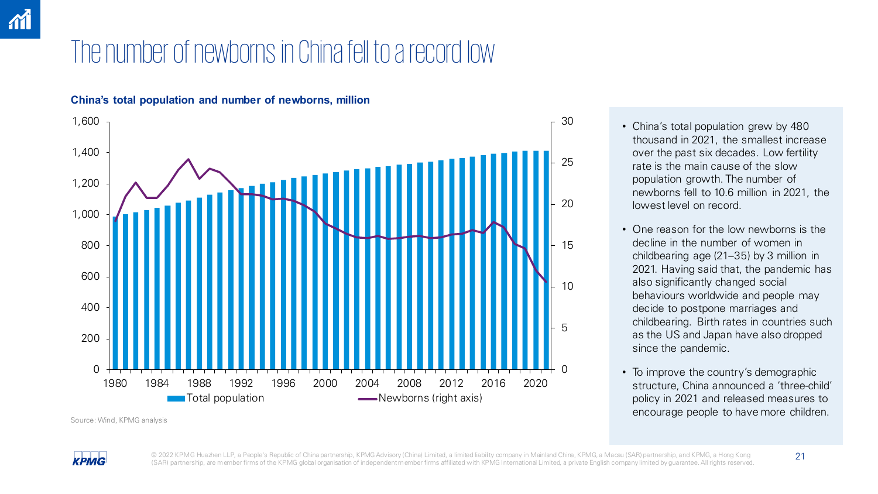# The number of newborns in China fell to a record low

**China's total population and number of newborns, million**

Source: Wind, KPMG analysis

- China's total population grew by 480 thousand in 2021, the smallest increase over the past six decades. Low fertility rate is the main cause of the slow population growth. The number of newborns fell to 10.6 million in 2021, the lowest level on record.
- One reason for the low newborns is the decline in the number of women in childbearing age (21–35) by 3 million in 2021. Having said that, the pandemic has also significantly changed social behaviours worldwide and people may decide to postpone marriages and childbearing. Birth rates in countries such as the US and Japan have also dropped since the pandemic.
- To improve the country's demographic structure, China announced a 'three-child' policy in 2021 and released measures to encourage people to have more children.

© 2022 KPMG Huazhen LLP, a People's Republic of China partnership, KPMG Advisory (China) Limited, a limited liability company in Mainland China, KPMG, a Macau (SAR) partnership, and KPMG, a Hong Kong (SAR) partnership, are member firms of the KPMG global organisation of independent member firms affiliated with KPMG International Limited, a private English company limited by guarantee. All rights reserved.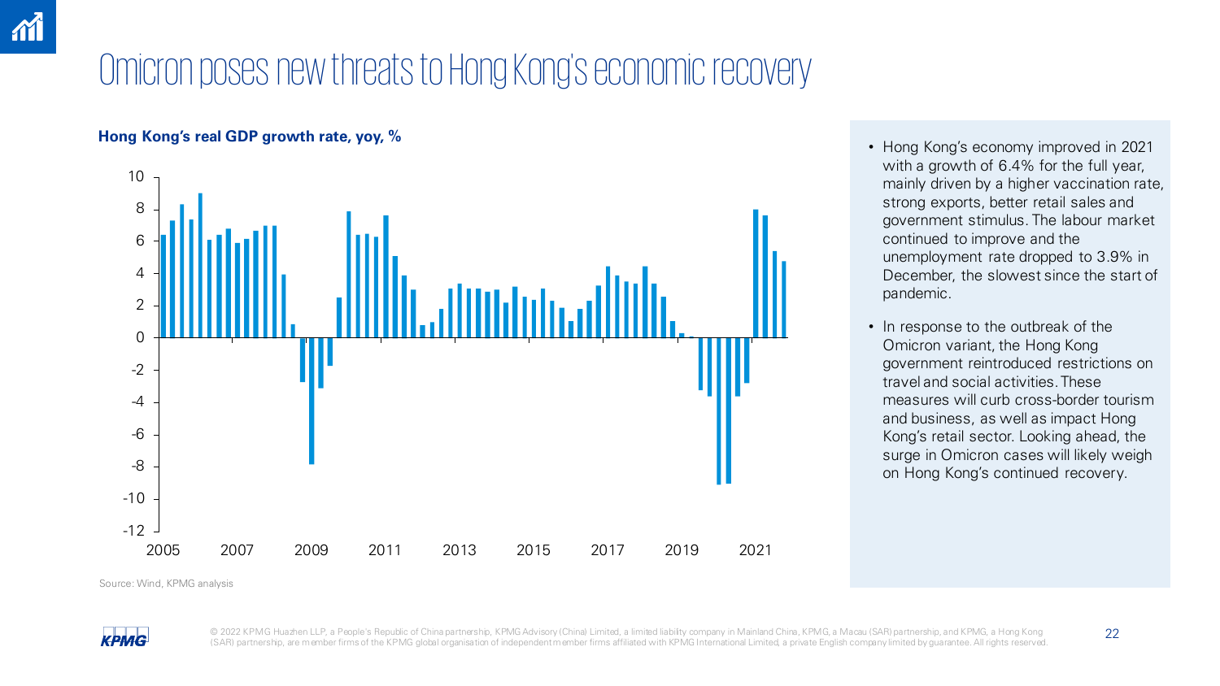# Omicron poses new threats to Hong Kong's economic recovery

**Hong Kong's real GDP growth rate, yoy, %**

Source: Wind, KPMG analysis

- Hong Kong's economy improved in 2021 with a growth of 6.4% for the full year, mainly driven by a higher vaccination rate, strong exports, better retail sales and government stimulus. The labour market continued to improve and the unemployment rate dropped to 3.9% in December, the slowest since the start of pandemic.
- In response to the outbreak of the Omicron variant, the Hong Kong government reintroduced restrictions on travel and social activities. These measures will curb cross-border tourism and business, as well as impact Hong Kong's retail sector. Looking ahead, the surge in Omicron cases will likely weigh on Hong Kong's continued recovery.

© 2022 KPMG Huazhen LLP, a People's Republic of China partnership, KPMG Advisory (China) Limited, a limited liability company in Mainland China, KPMG, a Macau (SAR) partnership, and KPMG, a Hong Kong (SAR) partnership, are member firms of the KPMG global organisation of independent member firms affiliated with KPMG International Limited, a private English company limited by guarantee. All rights reserved.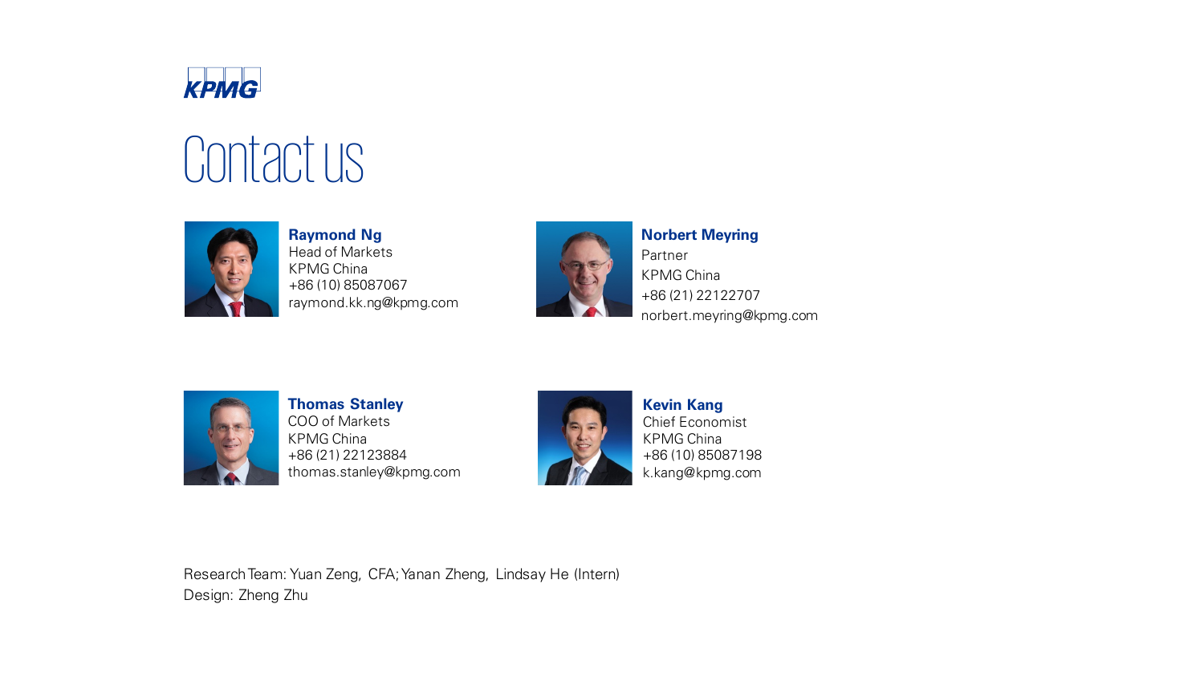# Contact us

**Raymond Ng**
Head of Markets
KPMG China
+86 (10) 85087067
raymond.kk.ng@kpmg.com

**Norbert Meyring**
Partner
KPMG China
+86 (21) 22122707
norbert.meyring@kpmg.com

**Thomas Stanley**
COO of Markets
KPMG China
+86 (21) 22123884
thomas.stanley@kpmg.com

**Kevin Kang**
Chief Economist
KPMG China
+86 (10) 85087198
k.kang@kpmg.com

Research Team: Yuan Zeng, CFA; Yanan Zheng, Lindsay He (Intern)
Design: Zheng Zhu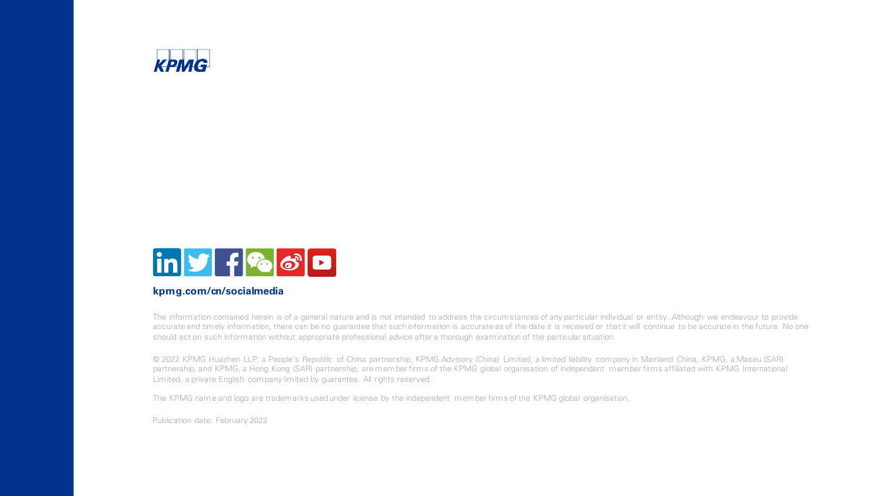kpmg.com/cn/socialmedia

The information contained herein is of a general nature and is not intended to address the circumstances of any particular individual or entity. Although we endeavour to provide accurate and timely information, there can be no guarantee that such information is accurate as of the date it is received or that it will continue to be accurate in the future. No one should act on such information without appropriate professional advice after a thorough examination of the particular situation.

© 2022 KPMG Huazhen LLP, a People's Republic of China partnership, KPMG Advisory (China) Limited, a limited liability company in Mainland China, KPMG, a Macau (SAR) partnership, and KPMG, a Hong Kong (SAR) partnership, are member firms of the KPMG global organisation of independent member firms affiliated with KPMG International Limited, a private English company limited by guarantee. All rights reserved.

The KPMG name and logo are trademarks used under license by the independent member firms of the KPMG global organisation.

Publication date: February 2022